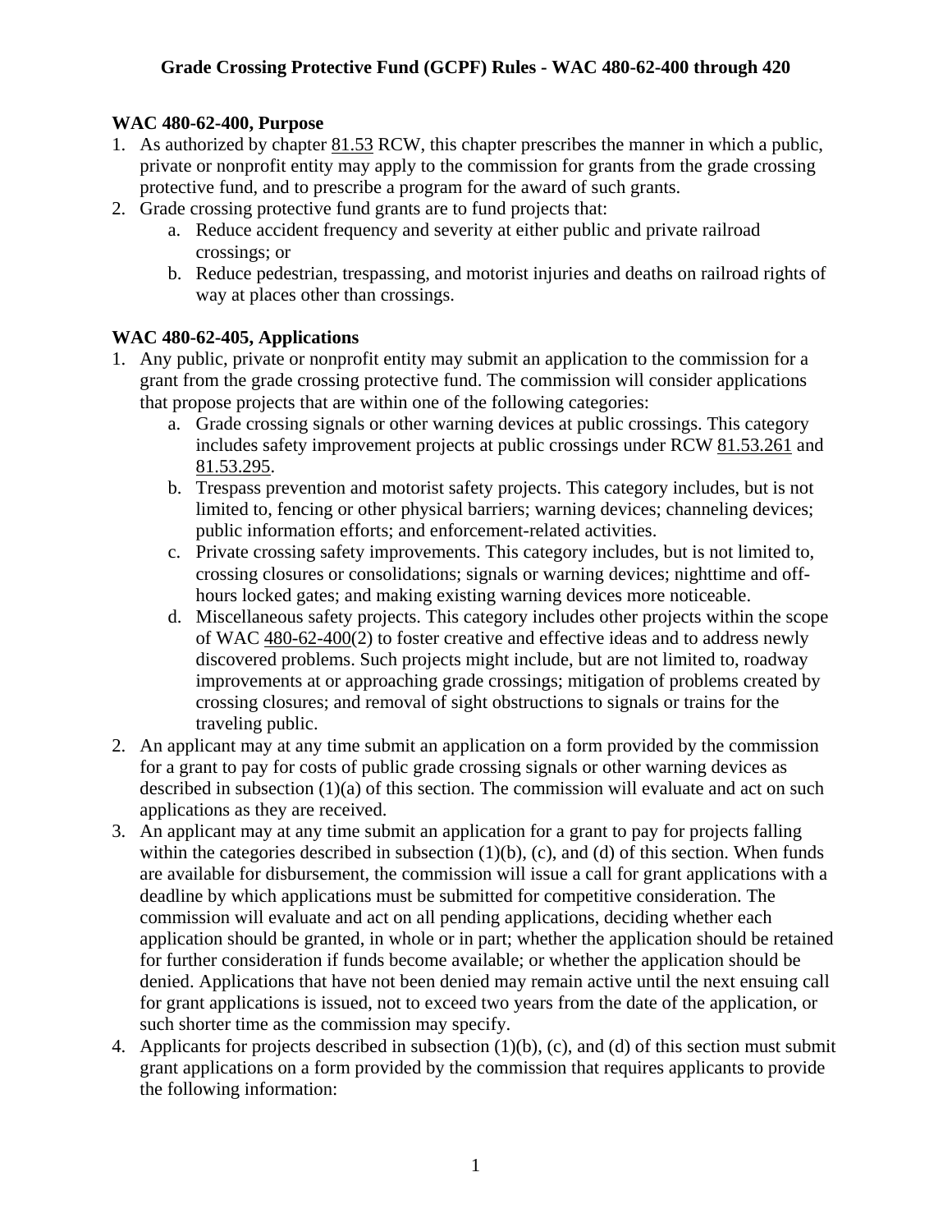# Grade Crossing Protective Fund (GCPF) Rules - WAC 480-62-400 through 420

**WAC 480-62-400, Purpose**

1. As authorized by chapter 81.53 RCW, this chapter prescribes the manner in which a public, private or nonprofit entity may apply to the commission for grants from the grade crossing protective fund, and to prescribe a program for the award of such grants.
2. Grade crossing protective fund grants are to fund projects that:
   a. Reduce accident frequency and severity at either public and private railroad crossings; or
   b. Reduce pedestrian, trespassing, and motorist injuries and deaths on railroad rights of way at places other than crossings.

**WAC 480-62-405, Applications**

1. Any public, private or nonprofit entity may submit an application to the commission for a grant from the grade crossing protective fund. The commission will consider applications that propose projects that are within one of the following categories:
   a. Grade crossing signals or other warning devices at public crossings. This category includes safety improvement projects at public crossings under RCW 81.53.261 and 81.53.295.
   b. Trespass prevention and motorist safety projects. This category includes, but is not limited to, fencing or other physical barriers; warning devices; channeling devices; public information efforts; and enforcement-related activities.
   c. Private crossing safety improvements. This category includes, but is not limited to, crossing closures or consolidations; signals or warning devices; nighttime and off-hours locked gates; and making existing warning devices more noticeable.
   d. Miscellaneous safety projects. This category includes other projects within the scope of WAC 480-62-400(2) to foster creative and effective ideas and to address newly discovered problems. Such projects might include, but are not limited to, roadway improvements at or approaching grade crossings; mitigation of problems created by crossing closures; and removal of sight obstructions to signals or trains for the traveling public.
2. An applicant may at any time submit an application on a form provided by the commission for a grant to pay for costs of public grade crossing signals or other warning devices as described in subsection (1)(a) of this section. The commission will evaluate and act on such applications as they are received.
3. An applicant may at any time submit an application for a grant to pay for projects falling within the categories described in subsection (1)(b), (c), and (d) of this section. When funds are available for disbursement, the commission will issue a call for grant applications with a deadline by which applications must be submitted for competitive consideration. The commission will evaluate and act on all pending applications, deciding whether each application should be granted, in whole or in part; whether the application should be retained for further consideration if funds become available; or whether the application should be denied. Applications that have not been denied may remain active until the next ensuing call for grant applications is issued, not to exceed two years from the date of the application, or such shorter time as the commission may specify.
4. Applicants for projects described in subsection (1)(b), (c), and (d) of this section must submit grant applications on a form provided by the commission that requires applicants to provide the following information: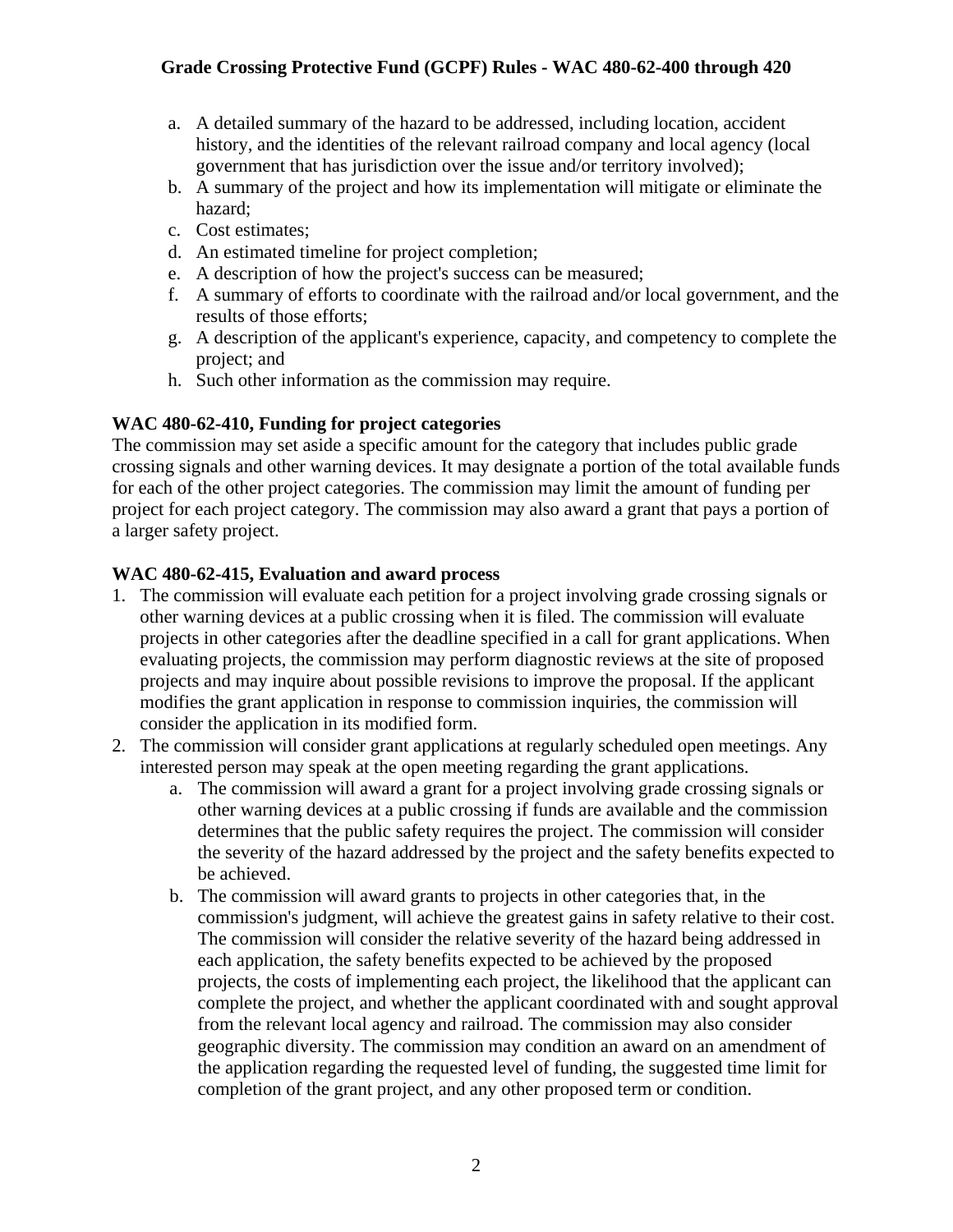a. A detailed summary of the hazard to be addressed, including location, accident history, and the identities of the relevant railroad company and local agency (local government that has jurisdiction over the issue and/or territory involved);
b. A summary of the project and how its implementation will mitigate or eliminate the hazard;
c. Cost estimates;
d. An estimated timeline for project completion;
e. A description of how the project's success can be measured;
f. A summary of efforts to coordinate with the railroad and/or local government, and the results of those efforts;
g. A description of the applicant's experience, capacity, and competency to complete the project; and
h. Such other information as the commission may require.

**WAC 480-62-410, Funding for project categories**

The commission may set aside a specific amount for the category that includes public grade crossing signals and other warning devices. It may designate a portion of the total available funds for each of the other project categories. The commission may limit the amount of funding per project for each project category. The commission may also award a grant that pays a portion of a larger safety project.

**WAC 480-62-415, Evaluation and award process**

1. The commission will evaluate each petition for a project involving grade crossing signals or other warning devices at a public crossing when it is filed. The commission will evaluate projects in other categories after the deadline specified in a call for grant applications. When evaluating projects, the commission may perform diagnostic reviews at the site of proposed projects and may inquire about possible revisions to improve the proposal. If the applicant modifies the grant application in response to commission inquiries, the commission will consider the application in its modified form.
2. The commission will consider grant applications at regularly scheduled open meetings. Any interested person may speak at the open meeting regarding the grant applications.
   a. The commission will award a grant for a project involving grade crossing signals or other warning devices at a public crossing if funds are available and the commission determines that the public safety requires the project. The commission will consider the severity of the hazard addressed by the project and the safety benefits expected to be achieved.
   b. The commission will award grants to projects in other categories that, in the commission's judgment, will achieve the greatest gains in safety relative to their cost. The commission will consider the relative severity of the hazard being addressed in each application, the safety benefits expected to be achieved by the proposed projects, the costs of implementing each project, the likelihood that the applicant can complete the project, and whether the applicant coordinated with and sought approval from the relevant local agency and railroad. The commission may also consider geographic diversity. The commission may condition an award on an amendment of the application regarding the requested level of funding, the suggested time limit for completion of the grant project, and any other proposed term or condition.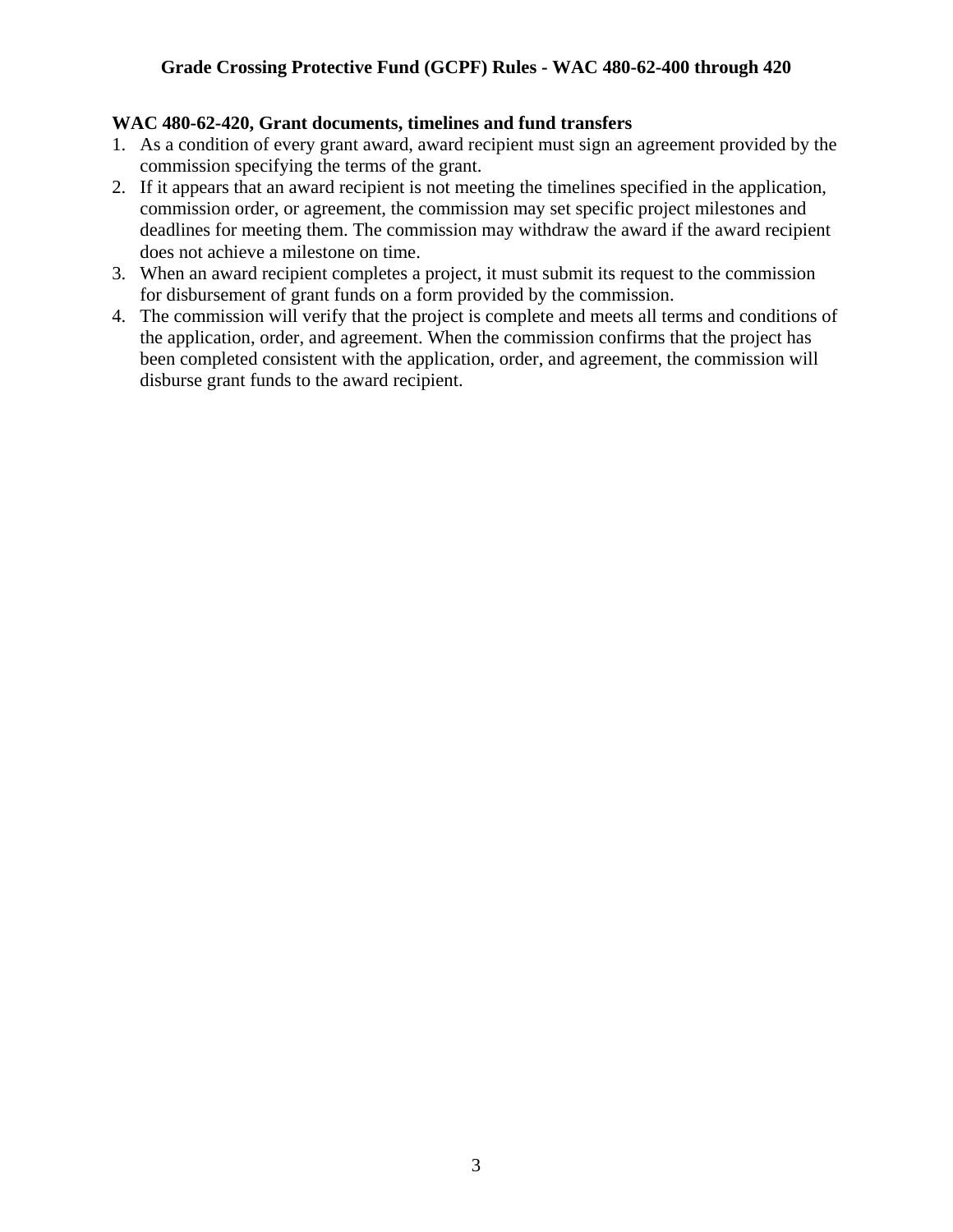**WAC 480-62-420, Grant documents, timelines and fund transfers**

1. As a condition of every grant award, award recipient must sign an agreement provided by the commission specifying the terms of the grant.
2. If it appears that an award recipient is not meeting the timelines specified in the application, commission order, or agreement, the commission may set specific project milestones and deadlines for meeting them. The commission may withdraw the award if the award recipient does not achieve a milestone on time.
3. When an award recipient completes a project, it must submit its request to the commission for disbursement of grant funds on a form provided by the commission.
4. The commission will verify that the project is complete and meets all terms and conditions of the application, order, and agreement. When the commission confirms that the project has been completed consistent with the application, order, and agreement, the commission will disburse grant funds to the award recipient.